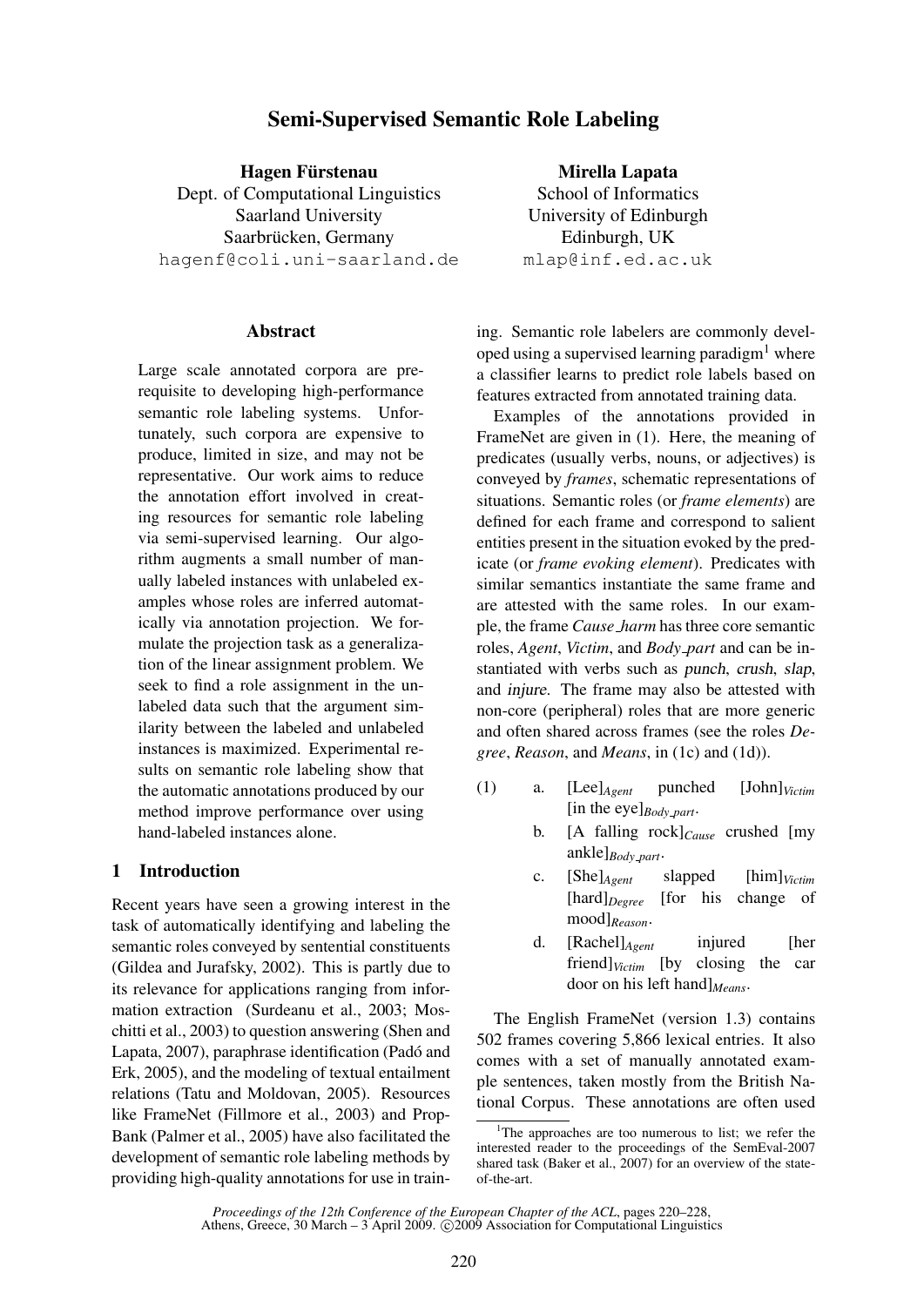# Semi-Supervised Semantic Role Labeling

**Hagen Fürstenau**
Dept. of Computational Linguistics
Saarland University
Saarbrücken, Germany
hagenf@coli.uni-saarland.de

**Mirella Lapata**
School of Informatics
University of Edinburgh
Edinburgh, UK
mlap@inf.ed.ac.uk

## Abstract

Large scale annotated corpora are prerequisite to developing high-performance semantic role labeling systems. Unfortunately, such corpora are expensive to produce, limited in size, and may not be representative. Our work aims to reduce the annotation effort involved in creating resources for semantic role labeling via semi-supervised learning. Our algorithm augments a small number of manually labeled instances with unlabeled examples whose roles are inferred automatically via annotation projection. We formulate the projection task as a generalization of the linear assignment problem. We seek to find a role assignment in the unlabeled data such that the argument similarity between the labeled and unlabeled instances is maximized. Experimental results on semantic role labeling show that the automatic annotations produced by our method improve performance over using hand-labeled instances alone.

## 1 Introduction

Recent years have seen a growing interest in the task of automatically identifying and labeling the semantic roles conveyed by sentential constituents (Gildea and Jurafsky, 2002). This is partly due to its relevance for applications ranging from information extraction (Surdeanu et al., 2003; Moschitti et al., 2003) to question answering (Shen and Lapata, 2007), paraphrase identification (Padó and Erk, 2005), and the modeling of textual entailment relations (Tatu and Moldovan, 2005). Resources like FrameNet (Fillmore et al., 2003) and PropBank (Palmer et al., 2005) have also facilitated the development of semantic role labeling methods by providing high-quality annotations for use in training. Semantic role labelers are commonly developed using a supervised learning paradigm[1] where a classifier learns to predict role labels based on features extracted from annotated training data.

Examples of the annotations provided in FrameNet are given in (1). Here, the meaning of predicates (usually verbs, nouns, or adjectives) is conveyed by *frames*, schematic representations of situations. Semantic roles (or *frame elements*) are defined for each frame and correspond to salient entities present in the situation evoked by the predicate (or *frame evoking element*). Predicates with similar semantics instantiate the same frame and are attested with the same roles. In our example, the frame *Cause_harm* has three core semantic roles, *Agent*, *Victim*, and *Body_part* and can be instantiated with verbs such as punch, crush, slap, and injure. The frame may also be attested with non-core (peripheral) roles that are more generic and often shared across frames (see the roles *Degree*, *Reason*, and *Means*, in (1c) and (1d)).

(1) a. [Lee]$_{Agent}$ punched [John]$_{Victim}$ [in the eye]$_{Body\_part}$.
   b. [A falling rock]$_{Cause}$ crushed [my ankle]$_{Body\_part}$.
   c. [She]$_{Agent}$ slapped [him]$_{Victim}$ [hard]$_{Degree}$ [for his change of mood]$_{Reason}$.
   d. [Rachel]$_{Agent}$ injured [her friend]$_{Victim}$ [by closing the car door on his left hand]$_{Means}$.

The English FrameNet (version 1.3) contains 502 frames covering 5,866 lexical entries. It also comes with a set of manually annotated example sentences, taken mostly from the British National Corpus. These annotations are often used

[1]The approaches are too numerous to list; we refer the interested reader to the proceedings of the SemEval-2007 shared task (Baker et al., 2007) for an overview of the state-of-the-art.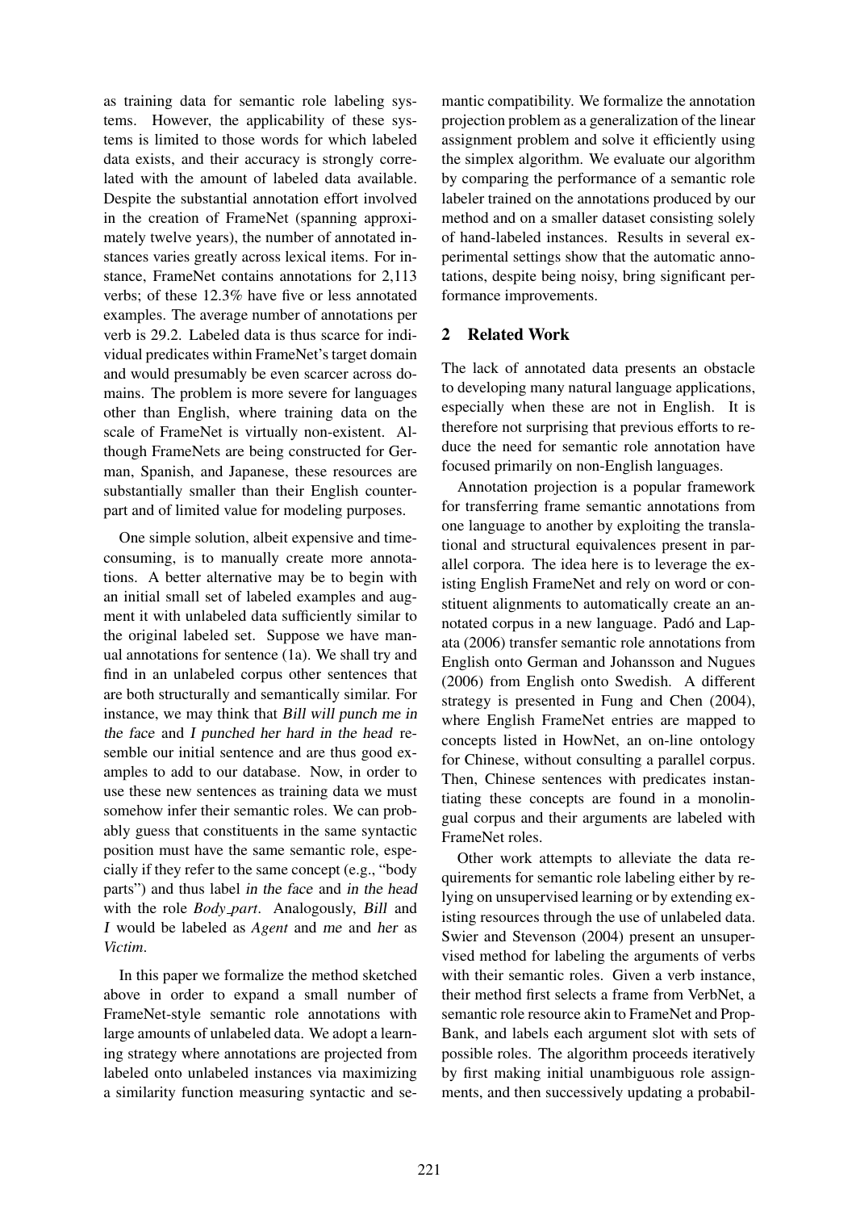as training data for semantic role labeling systems. However, the applicability of these systems is limited to those words for which labeled data exists, and their accuracy is strongly correlated with the amount of labeled data available. Despite the substantial annotation effort involved in the creation of FrameNet (spanning approximately twelve years), the number of annotated instances varies greatly across lexical items. For instance, FrameNet contains annotations for 2,113 verbs; of these 12.3% have five or less annotated examples. The average number of annotations per verb is 29.2. Labeled data is thus scarce for individual predicates within FrameNet's target domain and would presumably be even scarcer across domains. The problem is more severe for languages other than English, where training data on the scale of FrameNet is virtually non-existent. Although FrameNets are being constructed for German, Spanish, and Japanese, these resources are substantially smaller than their English counterpart and of limited value for modeling purposes.

One simple solution, albeit expensive and time-consuming, is to manually create more annotations. A better alternative may be to begin with an initial small set of labeled examples and augment it with unlabeled data sufficiently similar to the original labeled set. Suppose we have manual annotations for sentence (1a). We shall try and find in an unlabeled corpus other sentences that are both structurally and semantically similar. For instance, we may think that *Bill will punch me in the face* and *I punched her hard in the head* resemble our initial sentence and are thus good examples to add to our database. Now, in order to use these new sentences as training data we must somehow infer their semantic roles. We can probably guess that constituents in the same syntactic position must have the same semantic role, especially if they refer to the same concept (e.g., "body parts") and thus label *in the face* and *in the head* with the role *Body_part*. Analogously, *Bill* and *I* would be labeled as *Agent* and *me* and *her* as *Victim*.

In this paper we formalize the method sketched above in order to expand a small number of FrameNet-style semantic role annotations with large amounts of unlabeled data. We adopt a learning strategy where annotations are projected from labeled onto unlabeled instances via maximizing a similarity function measuring syntactic and semantic compatibility. We formalize the annotation projection problem as a generalization of the linear assignment problem and solve it efficiently using the simplex algorithm. We evaluate our algorithm by comparing the performance of a semantic role labeler trained on the annotations produced by our method and on a smaller dataset consisting solely of hand-labeled instances. Results in several experimental settings show that the automatic annotations, despite being noisy, bring significant performance improvements.

## 2 Related Work

The lack of annotated data presents an obstacle to developing many natural language applications, especially when these are not in English. It is therefore not surprising that previous efforts to reduce the need for semantic role annotation have focused primarily on non-English languages.

Annotation projection is a popular framework for transferring frame semantic annotations from one language to another by exploiting the translational and structural equivalences present in parallel corpora. The idea here is to leverage the existing English FrameNet and rely on word or constituent alignments to automatically create an annotated corpus in a new language. Padó and Lapata (2006) transfer semantic role annotations from English onto German and Johansson and Nugues (2006) from English onto Swedish. A different strategy is presented in Fung and Chen (2004), where English FrameNet entries are mapped to concepts listed in HowNet, an on-line ontology for Chinese, without consulting a parallel corpus. Then, Chinese sentences with predicates instantiating these concepts are found in a monolingual corpus and their arguments are labeled with FrameNet roles.

Other work attempts to alleviate the data requirements for semantic role labeling either by relying on unsupervised learning or by extending existing resources through the use of unlabeled data. Swier and Stevenson (2004) present an unsupervised method for labeling the arguments of verbs with their semantic roles. Given a verb instance, their method first selects a frame from VerbNet, a semantic role resource akin to FrameNet and PropBank, and labels each argument slot with sets of possible roles. The algorithm proceeds iteratively by first making initial unambiguous role assignments, and then successively updating a probabil-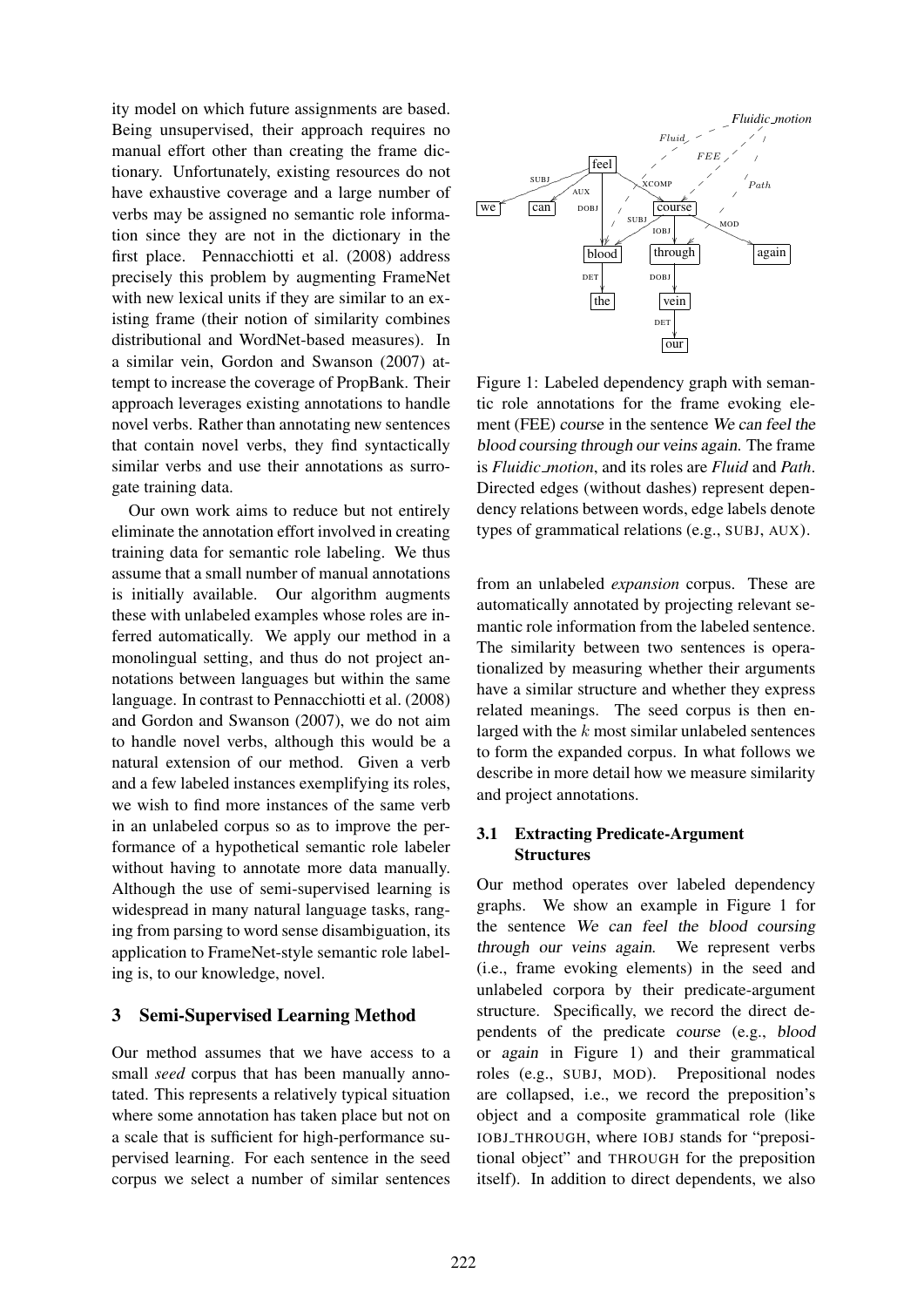ity model on which future assignments are based. Being unsupervised, their approach requires no manual effort other than creating the frame dictionary. Unfortunately, existing resources do not have exhaustive coverage and a large number of verbs may be assigned no semantic role information since they are not in the dictionary in the first place. Pennacchiotti et al. (2008) address precisely this problem by augmenting FrameNet with new lexical units if they are similar to an existing frame (their notion of similarity combines distributional and WordNet-based measures). In a similar vein, Gordon and Swanson (2007) attempt to increase the coverage of PropBank. Their approach leverages existing annotations to handle novel verbs. Rather than annotating new sentences that contain novel verbs, they find syntactically similar verbs and use their annotations as surrogate training data.

Our own work aims to reduce but not entirely eliminate the annotation effort involved in creating training data for semantic role labeling. We thus assume that a small number of manual annotations is initially available. Our algorithm augments these with unlabeled examples whose roles are inferred automatically. We apply our method in a monolingual setting, and thus do not project annotations between languages but within the same language. In contrast to Pennacchiotti et al. (2008) and Gordon and Swanson (2007), we do not aim to handle novel verbs, although this would be a natural extension of our method. Given a verb and a few labeled instances exemplifying its roles, we wish to find more instances of the same verb in an unlabeled corpus so as to improve the performance of a hypothetical semantic role labeler without having to annotate more data manually. Although the use of semi-supervised learning is widespread in many natural language tasks, ranging from parsing to word sense disambiguation, its application to FrameNet-style semantic role labeling is, to our knowledge, novel.

## 3 Semi-Supervised Learning Method

Our method assumes that we have access to a small *seed* corpus that has been manually annotated. This represents a relatively typical situation where some annotation has taken place but not on a scale that is sufficient for high-performance supervised learning. For each sentence in the seed corpus we select a number of similar sentences from an unlabeled *expansion* corpus. These are automatically annotated by projecting relevant semantic role information from the labeled sentence. The similarity between two sentences is operationalized by measuring whether their arguments have a similar structure and whether they express related meanings. The seed corpus is then enlarged with the $k$ most similar unlabeled sentences to form the expanded corpus. In what follows we describe in more detail how we measure similarity and project annotations.

Figure 1: Labeled dependency graph with semantic role annotations for the frame evoking element (FEE) course in the sentence We can feel the blood coursing through our veins again. The frame is *Fluidic_motion*, and its roles are *Fluid* and *Path*. Directed edges (without dashes) represent dependency relations between words, edge labels denote types of grammatical relations (e.g., SUBJ, AUX).

### 3.1 Extracting Predicate-Argument Structures

Our method operates over labeled dependency graphs. We show an example in Figure 1 for the sentence We can feel the blood coursing through our veins again. We represent verbs (i.e., frame evoking elements) in the seed and unlabeled corpora by their predicate-argument structure. Specifically, we record the direct dependents of the predicate course (e.g., blood or again in Figure 1) and their grammatical roles (e.g., SUBJ, MOD). Prepositional nodes are collapsed, i.e., we record the preposition's object and a composite grammatical role (like IOBJ_THROUGH, where IOBJ stands for "prepositional object" and THROUGH for the preposition itself). In addition to direct dependents, we also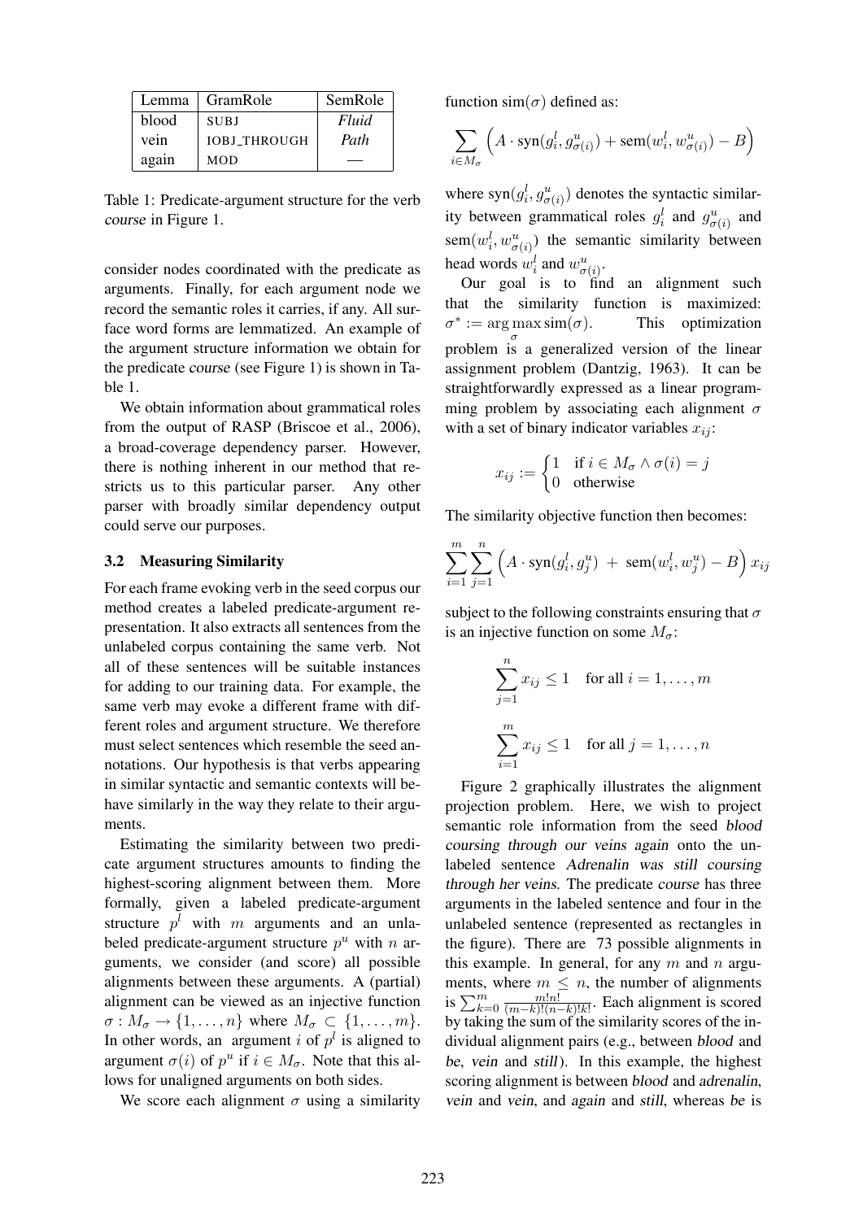| Lemma | GramRole | SemRole |
| --- | --- | --- |
| blood | SUBJ | *Fluid* |
| vein | IOBJ_THROUGH | *Path* |
| again | MOD | — |

Table 1: Predicate-argument structure for the verb *course* in Figure 1.

consider nodes coordinated with the predicate as arguments. Finally, for each argument node we record the semantic roles it carries, if any. All surface word forms are lemmatized. An example of the argument structure information we obtain for the predicate *course* (see Figure 1) is shown in Table 1.

We obtain information about grammatical roles from the output of RASP (Briscoe et al., 2006), a broad-coverage dependency parser. However, there is nothing inherent in our method that restricts us to this particular parser. Any other parser with broadly similar dependency output could serve our purposes.

### 3.2 Measuring Similarity

For each frame evoking verb in the seed corpus our method creates a labeled predicate-argument representation. It also extracts all sentences from the unlabeled corpus containing the same verb. Not all of these sentences will be suitable instances for adding to our training data. For example, the same verb may evoke a different frame with different roles and argument structure. We therefore must select sentences which resemble the seed annotations. Our hypothesis is that verbs appearing in similar syntactic and semantic contexts will behave similarly in the way they relate to their arguments.

Estimating the similarity between two predicate argument structures amounts to finding the highest-scoring alignment between them. More formally, given a labeled predicate-argument structure $p^l$ with $m$ arguments and an unlabeled predicate-argument structure $p^u$ with $n$ arguments, we consider (and score) all possible alignments between these arguments. A (partial) alignment can be viewed as an injective function $\sigma : M_\sigma \rightarrow \{1, \dots, n\}$ where $M_\sigma \subset \{1, \dots, m\}$. In other words, an argument $i$ of $p^l$ is aligned to argument $\sigma(i)$ of $p^u$ if $i \in M_\sigma$. Note that this allows for unaligned arguments on both sides.

We score each alignment $\sigma$ using a similarity function $\text{sim}(\sigma)$ defined as:

$$\sum_{i \in M_\sigma} \left( A \cdot \text{syn}(g_i^l, g_{\sigma(i)}^u) + \text{sem}(w_i^l, w_{\sigma(i)}^u) - B \right)$$

where $\text{syn}(g_i^l, g_{\sigma(i)}^u)$ denotes the syntactic similarity between grammatical roles $g_i^l$ and $g_{\sigma(i)}^u$ and $\text{sem}(w_i^l, w_{\sigma(i)}^u)$ the semantic similarity between head words $w_i^l$ and $w_{\sigma(i)}^u$.

Our goal is to find an alignment such that the similarity function is maximized: $\sigma^* := \arg\max_\sigma \text{sim}(\sigma)$. This optimization problem is a generalized version of the linear assignment problem (Dantzig, 1963). It can be straightforwardly expressed as a linear programming problem by associating each alignment $\sigma$ with a set of binary indicator variables $x_{ij}$:

$$x_{ij} := \begin{cases} 1 & \text{if } i \in M_\sigma \wedge \sigma(i) = j \\ 0 & \text{otherwise} \end{cases}$$

The similarity objective function then becomes:

$$\sum_{i=1}^{m} \sum_{j=1}^{n} \left( A \cdot \text{syn}(g_i^l, g_j^u) \; + \; \text{sem}(w_i^l, w_j^u) - B \right) x_{ij}$$

subject to the following constraints ensuring that $\sigma$ is an injective function on some $M_\sigma$:

$$\sum_{j=1}^{n} x_{ij} \leq 1 \quad \text{for all } i = 1, \dots, m$$

$$\sum_{i=1}^{m} x_{ij} \leq 1 \quad \text{for all } j = 1, \dots, n$$

Figure 2 graphically illustrates the alignment projection problem. Here, we wish to project semantic role information from the seed *blood coursing through our veins again* onto the unlabeled sentence *Adrenalin was still coursing through her veins*. The predicate *course* has three arguments in the labeled sentence and four in the unlabeled sentence (represented as rectangles in the figure). There are 73 possible alignments in this example. In general, for any $m$ and $n$ arguments, where $m \leq n$, the number of alignments is $\sum_{k=0}^{m} \frac{m!n!}{(m-k)!(n-k)!k!}$. Each alignment is scored by taking the sum of the similarity scores of the individual alignment pairs (e.g., between *blood* and *be*, *vein* and *still*). In this example, the highest scoring alignment is between *blood* and *adrenalin*, *vein* and *vein*, and *again* and *still*, whereas *be* is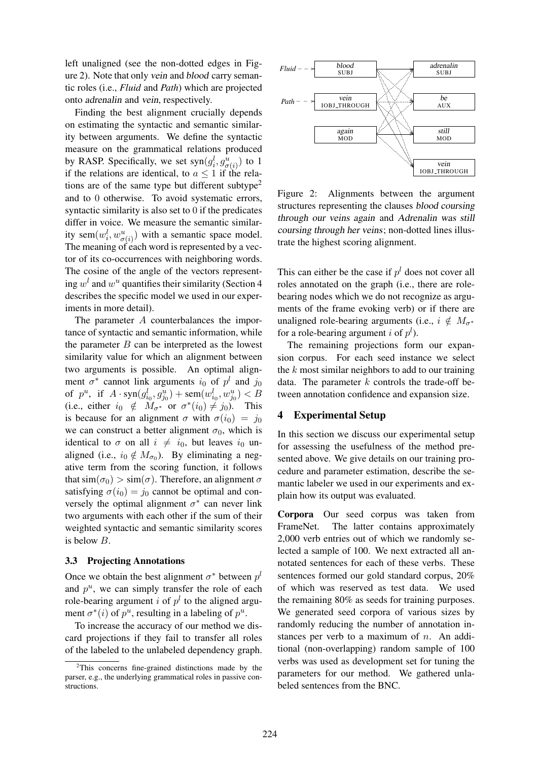left unaligned (see the non-dotted edges in Figure 2). Note that only *vein* and *blood* carry semantic roles (i.e., *Fluid* and *Path*) which are projected onto *adrenalin* and *vein*, respectively.

Finding the best alignment crucially depends on estimating the syntactic and semantic similarity between arguments. We define the syntactic measure on the grammatical relations produced by RASP. Specifically, we set $\text{syn}(g_i^l, g_{\sigma(i)}^u)$ to 1 if the relations are identical, to $a \leq 1$ if the relations are of the same type but different subtype[2] and to 0 otherwise. To avoid systematic errors, syntactic similarity is also set to 0 if the predicates differ in voice. We measure the semantic similarity $\text{sem}(w_i^l, w_{\sigma(i)}^u)$ with a semantic space model. The meaning of each word is represented by a vector of its co-occurrences with neighboring words. The cosine of the angle of the vectors representing $w^l$ and $w^u$ quantifies their similarity (Section 4 describes the specific model we used in our experiments in more detail).

The parameter $A$ counterbalances the importance of syntactic and semantic information, while the parameter $B$ can be interpreted as the lowest similarity value for which an alignment between two arguments is possible. An optimal alignment $\sigma^*$ cannot link arguments $i_0$ of $p^l$ and $j_0$ of $p^u$, if $A \cdot \text{syn}(g_{i_0}^l, g_{j_0}^u) + \text{sem}(w_{i_0}^l, w_{j_0}^u) < B$ (i.e., either $i_0 \notin M_{\sigma^*}$ or $\sigma^*(i_0) \neq j_0$). This is because for an alignment $\sigma$ with $\sigma(i_0) = j_0$ we can construct a better alignment $\sigma_0$, which is identical to $\sigma$ on all $i \neq i_0$, but leaves $i_0$ unaligned (i.e., $i_0 \notin M_{\sigma_0}$). By eliminating a negative term from the scoring function, it follows that $\text{sim}(\sigma_0) > \text{sim}(\sigma)$. Therefore, an alignment $\sigma$ satisfying $\sigma(i_0) = j_0$ cannot be optimal and conversely the optimal alignment $\sigma^*$ can never link two arguments with each other if the sum of their weighted syntactic and semantic similarity scores is below $B$.

### 3.3 Projecting Annotations

Once we obtain the best alignment $\sigma^*$ between $p^l$ and $p^u$, we can simply transfer the role of each role-bearing argument $i$ of $p^l$ to the aligned argument $\sigma^*(i)$ of $p^u$, resulting in a labeling of $p^u$.

To increase the accuracy of our method we discard projections if they fail to transfer all roles of the labeled to the unlabeled dependency graph.

[2] This concerns fine-grained distinctions made by the parser, e.g., the underlying grammatical roles in passive constructions.

Figure 2: Alignments between the argument structures representing the clauses *blood coursing through our veins again* and *Adrenalin was still coursing through her veins*; non-dotted lines illustrate the highest scoring alignment.

This can either be the case if $p^l$ does not cover all roles annotated on the graph (i.e., there are role-bearing nodes which we do not recognize as arguments of the frame evoking verb) or if there are unaligned role-bearing arguments (i.e., $i \notin M_{\sigma^*}$ for a role-bearing argument $i$ of $p^l$).

The remaining projections form our expansion corpus. For each seed instance we select the $k$ most similar neighbors to add to our training data. The parameter $k$ controls the trade-off between annotation confidence and expansion size.

## 4 Experimental Setup

In this section we discuss our experimental setup for assessing the usefulness of the method presented above. We give details on our training procedure and parameter estimation, describe the semantic labeler we used in our experiments and explain how its output was evaluated.

**Corpora** Our seed corpus was taken from FrameNet. The latter contains approximately 2,000 verb entries out of which we randomly selected a sample of 100. We next extracted all annotated sentences for each of these verbs. These sentences formed our gold standard corpus, 20% of which was reserved as test data. We used the remaining 80% as seeds for training purposes. We generated seed corpora of various sizes by randomly reducing the number of annotation instances per verb to a maximum of $n$. An additional (non-overlapping) random sample of 100 verbs was used as development set for tuning the parameters for our method. We gathered unlabeled sentences from the BNC.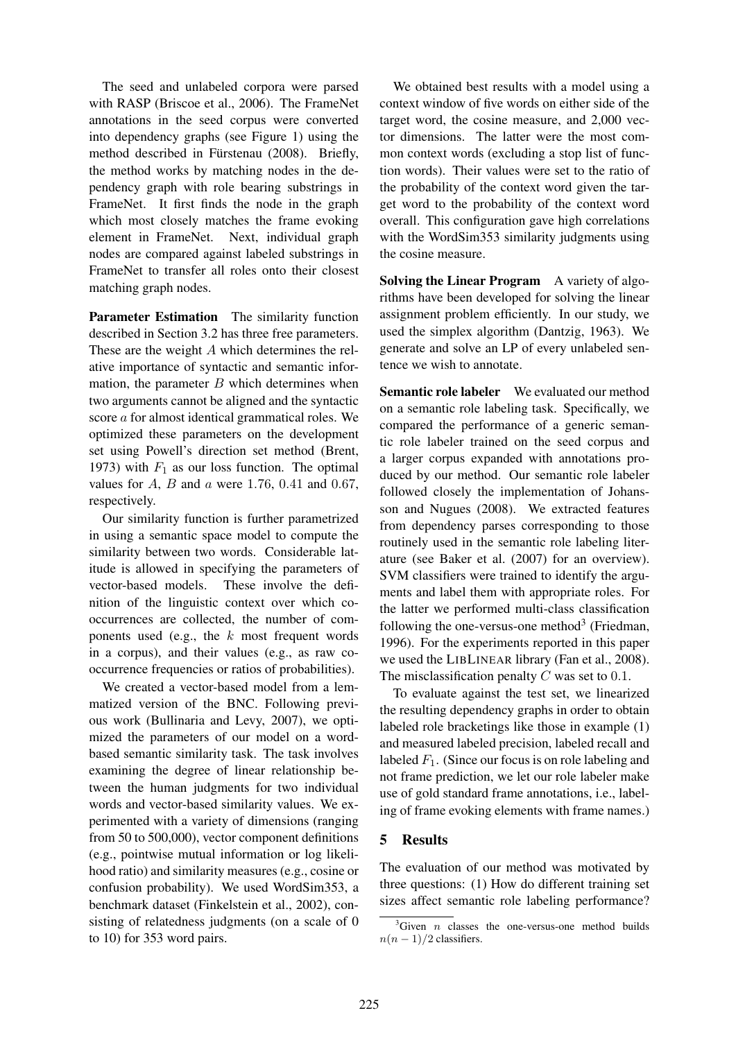The seed and unlabeled corpora were parsed with RASP (Briscoe et al., 2006). The FrameNet annotations in the seed corpus were converted into dependency graphs (see Figure 1) using the method described in Fürstenau (2008). Briefly, the method works by matching nodes in the dependency graph with role bearing substrings in FrameNet. It first finds the node in the graph which most closely matches the frame evoking element in FrameNet. Next, individual graph nodes are compared against labeled substrings in FrameNet to transfer all roles onto their closest matching graph nodes.

**Parameter Estimation** The similarity function described in Section 3.2 has three free parameters. These are the weight $A$ which determines the relative importance of syntactic and semantic information, the parameter $B$ which determines when two arguments cannot be aligned and the syntactic score $a$ for almost identical grammatical roles. We optimized these parameters on the development set using Powell's direction set method (Brent, 1973) with $F_1$ as our loss function. The optimal values for $A$, $B$ and $a$ were $1.76$, $0.41$ and $0.67$, respectively.

Our similarity function is further parametrized in using a semantic space model to compute the similarity between two words. Considerable latitude is allowed in specifying the parameters of vector-based models. These involve the definition of the linguistic context over which co-occurrences are collected, the number of components used (e.g., the $k$ most frequent words in a corpus), and their values (e.g., as raw co-occurrence frequencies or ratios of probabilities).

We created a vector-based model from a lemmatized version of the BNC. Following previous work (Bullinaria and Levy, 2007), we optimized the parameters of our model on a word-based semantic similarity task. The task involves examining the degree of linear relationship between the human judgments for two individual words and vector-based similarity values. We experimented with a variety of dimensions (ranging from 50 to 500,000), vector component definitions (e.g., pointwise mutual information or log likelihood ratio) and similarity measures (e.g., cosine or confusion probability). We used WordSim353, a benchmark dataset (Finkelstein et al., 2002), consisting of relatedness judgments (on a scale of 0 to 10) for 353 word pairs.

We obtained best results with a model using a context window of five words on either side of the target word, the cosine measure, and 2,000 vector dimensions. The latter were the most common context words (excluding a stop list of function words). Their values were set to the ratio of the probability of the context word given the target word to the probability of the context word overall. This configuration gave high correlations with the WordSim353 similarity judgments using the cosine measure.

**Solving the Linear Program** A variety of algorithms have been developed for solving the linear assignment problem efficiently. In our study, we used the simplex algorithm (Dantzig, 1963). We generate and solve an LP of every unlabeled sentence we wish to annotate.

**Semantic role labeler** We evaluated our method on a semantic role labeling task. Specifically, we compared the performance of a generic semantic role labeler trained on the seed corpus and a larger corpus expanded with annotations produced by our method. Our semantic role labeler followed closely the implementation of Johansson and Nugues (2008). We extracted features from dependency parses corresponding to those routinely used in the semantic role labeling literature (see Baker et al. (2007) for an overview). SVM classifiers were trained to identify the arguments and label them with appropriate roles. For the latter we performed multi-class classification following the one-versus-one method[3] (Friedman, 1996). For the experiments reported in this paper we used the LIBLINEAR library (Fan et al., 2008). The misclassification penalty $C$ was set to $0.1$.

To evaluate against the test set, we linearized the resulting dependency graphs in order to obtain labeled role bracketings like those in example (1) and measured labeled precision, labeled recall and labeled $F_1$. (Since our focus is on role labeling and not frame prediction, we let our role labeler make use of gold standard frame annotations, i.e., labeling of frame evoking elements with frame names.)

## 5 Results

The evaluation of our method was motivated by three questions: (1) How do different training set sizes affect semantic role labeling performance?

[3] Given $n$ classes the one-versus-one method builds $n(n-1)/2$ classifiers.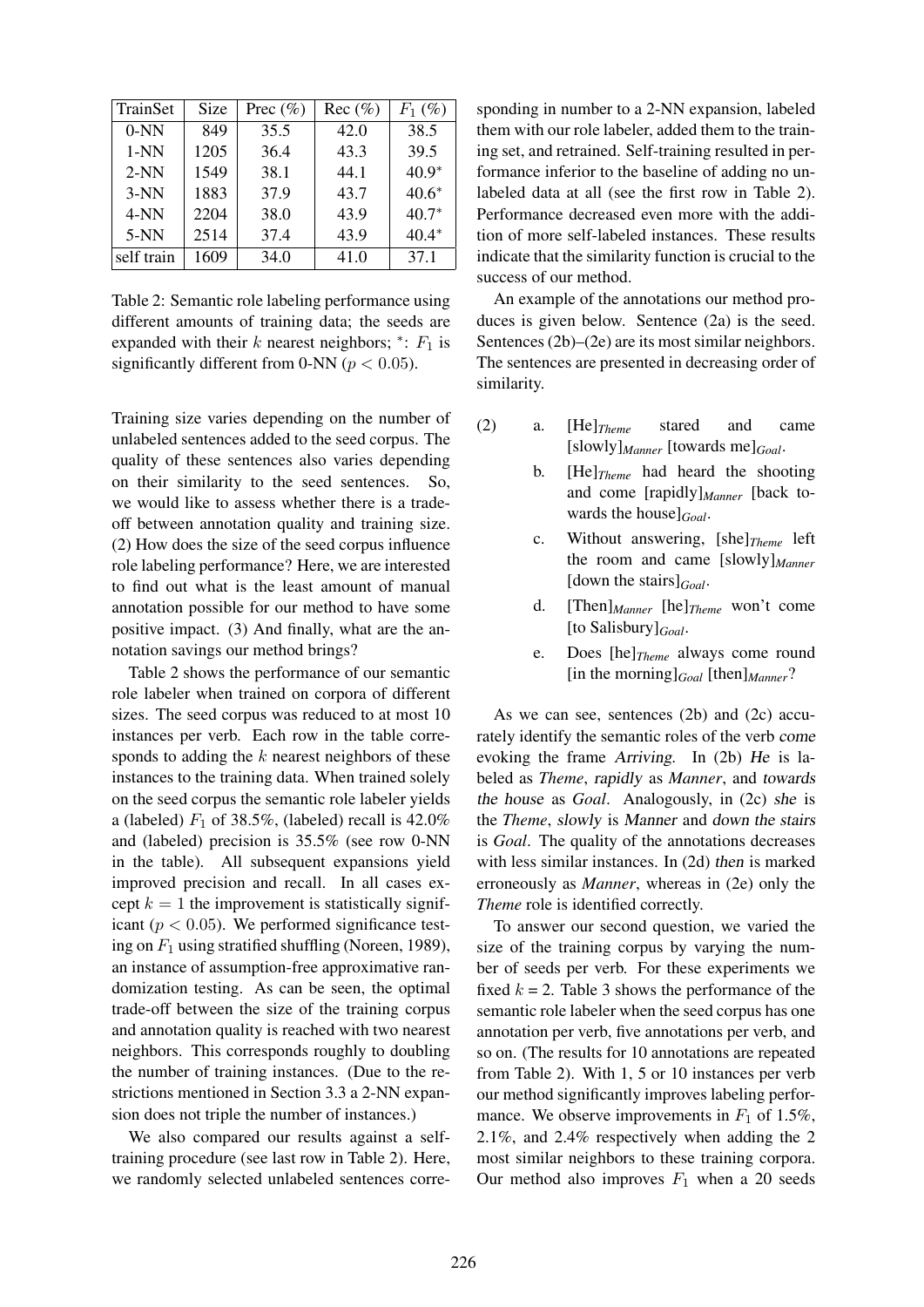| TrainSet | Size | Prec (%) | Rec (%) | $F_1$ (%) |
|---|---|---|---|---|
| 0-NN | 849 | 35.5 | 42.0 | 38.5 |
| 1-NN | 1205 | 36.4 | 43.3 | 39.5 |
| 2-NN | 1549 | 38.1 | 44.1 | 40.9* |
| 3-NN | 1883 | 37.9 | 43.7 | 40.6* |
| 4-NN | 2204 | 38.0 | 43.9 | 40.7* |
| 5-NN | 2514 | 37.4 | 43.9 | 40.4* |
| self train | 1609 | 34.0 | 41.0 | 37.1 |

Table 2: Semantic role labeling performance using different amounts of training data; the seeds are expanded with their $k$ nearest neighbors; *: $F_1$ is significantly different from 0-NN ($p < 0.05$).

Training size varies depending on the number of unlabeled sentences added to the seed corpus. The quality of these sentences also varies depending on their similarity to the seed sentences. So, we would like to assess whether there is a trade-off between annotation quality and training size. (2) How does the size of the seed corpus influence role labeling performance? Here, we are interested to find out what is the least amount of manual annotation possible for our method to have some positive impact. (3) And finally, what are the annotation savings our method brings?

Table 2 shows the performance of our semantic role labeler when trained on corpora of different sizes. The seed corpus was reduced to at most 10 instances per verb. Each row in the table corresponds to adding the $k$ nearest neighbors of these instances to the training data. When trained solely on the seed corpus the semantic role labeler yields a (labeled) $F_1$ of 38.5%, (labeled) recall is 42.0% and (labeled) precision is 35.5% (see row 0-NN in the table). All subsequent expansions yield improved precision and recall. In all cases except $k = 1$ the improvement is statistically significant ($p < 0.05$). We performed significance testing on $F_1$ using stratified shuffling (Noreen, 1989), an instance of assumption-free approximative randomization testing. As can be seen, the optimal trade-off between the size of the training corpus and annotation quality is reached with two nearest neighbors. This corresponds roughly to doubling the number of training instances. (Due to the restrictions mentioned in Section 3.3 a 2-NN expansion does not triple the number of instances.)

We also compared our results against a self-training procedure (see last row in Table 2). Here, we randomly selected unlabeled sentences corresponding in number to a 2-NN expansion, labeled them with our role labeler, added them to the training set, and retrained. Self-training resulted in performance inferior to the baseline of adding no unlabeled data at all (see the first row in Table 2). Performance decreased even more with the addition of more self-labeled instances. These results indicate that the similarity function is crucial to the success of our method.

An example of the annotations our method produces is given below. Sentence (2a) is the seed. Sentences (2b)–(2e) are its most similar neighbors. The sentences are presented in decreasing order of similarity.

(2)
a. [He]$_{Theme}$ stared and came [slowly]$_{Manner}$ [towards me]$_{Goal}$.
b. [He]$_{Theme}$ had heard the shooting and come [rapidly]$_{Manner}$ [back towards the house]$_{Goal}$.
c. Without answering, [she]$_{Theme}$ left the room and came [slowly]$_{Manner}$ [down the stairs]$_{Goal}$.
d. [Then]$_{Manner}$ [he]$_{Theme}$ won't come [to Salisbury]$_{Goal}$.
e. Does [he]$_{Theme}$ always come round [in the morning]$_{Goal}$ [then]$_{Manner}$?

As we can see, sentences (2b) and (2c) accurately identify the semantic roles of the verb *come* evoking the frame *Arriving*. In (2b) *He* is labeled as *Theme*, *rapidly* as *Manner*, and *towards the house* as *Goal*. Analogously, in (2c) *she* is the *Theme*, *slowly* is *Manner* and *down the stairs* is *Goal*. The quality of the annotations decreases with less similar instances. In (2d) *then* is marked erroneously as *Manner*, whereas in (2e) only the *Theme* role is identified correctly.

To answer our second question, we varied the size of the training corpus by varying the number of seeds per verb. For these experiments we fixed $k = 2$. Table 3 shows the performance of the semantic role labeler when the seed corpus has one annotation per verb, five annotations per verb, and so on. (The results for 10 annotations are repeated from Table 2). With 1, 5 or 10 instances per verb our method significantly improves labeling performance. We observe improvements in $F_1$ of 1.5%, 2.1%, and 2.4% respectively when adding the 2 most similar neighbors to these training corpora. Our method also improves $F_1$ when a 20 seeds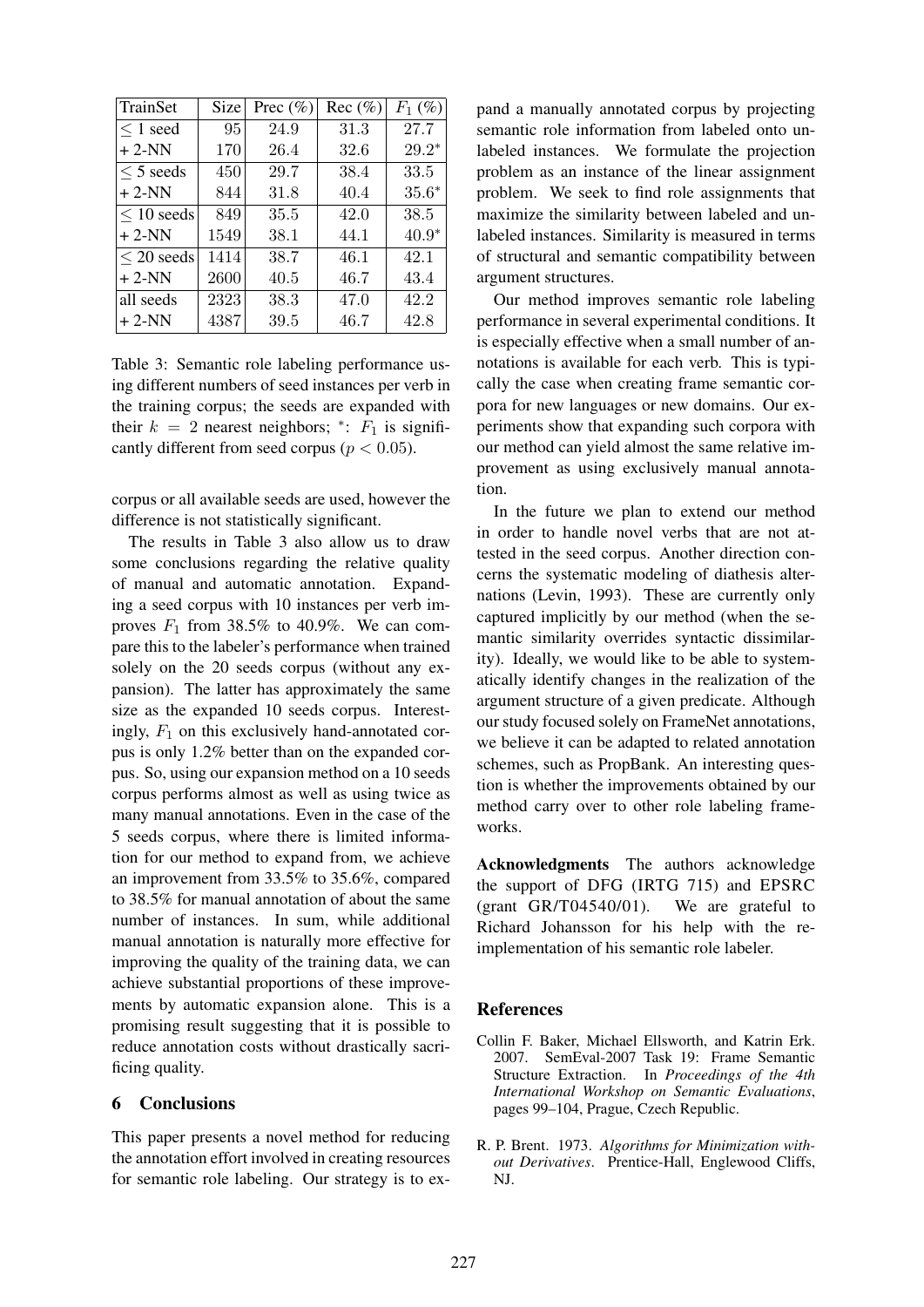| TrainSet | Size | Prec (%) | Rec (%) | $F_1$ (%) |
|---|---|---|---|---|
| $\leq$ 1 seed | 95 | 24.9 | 31.3 | 27.7 |
| + 2-NN | 170 | 26.4 | 32.6 | $29.2^*$ |
| $\leq$ 5 seeds | 450 | 29.7 | 38.4 | 33.5 |
| + 2-NN | 844 | 31.8 | 40.4 | $35.6^*$ |
| $\leq$ 10 seeds | 849 | 35.5 | 42.0 | 38.5 |
| + 2-NN | 1549 | 38.1 | 44.1 | $40.9^*$ |
| $\leq$ 20 seeds | 1414 | 38.7 | 46.1 | 42.1 |
| + 2-NN | 2600 | 40.5 | 46.7 | 43.4 |
| all seeds | 2323 | 38.3 | 47.0 | 42.2 |
| + 2-NN | 4387 | 39.5 | 46.7 | 42.8 |

Table 3: Semantic role labeling performance using different numbers of seed instances per verb in the training corpus; the seeds are expanded with their $k = 2$ nearest neighbors; $^*$: $F_1$ is significantly different from seed corpus ($p < 0.05$).

corpus or all available seeds are used, however the difference is not statistically significant.

The results in Table 3 also allow us to draw some conclusions regarding the relative quality of manual and automatic annotation. Expanding a seed corpus with 10 instances per verb improves $F_1$ from 38.5% to 40.9%. We can compare this to the labeler's performance when trained solely on the 20 seeds corpus (without any expansion). The latter has approximately the same size as the expanded 10 seeds corpus. Interestingly, $F_1$ on this exclusively hand-annotated corpus is only 1.2% better than on the expanded corpus. So, using our expansion method on a 10 seeds corpus performs almost as well as using twice as many manual annotations. Even in the case of the 5 seeds corpus, where there is limited information for our method to expand from, we achieve an improvement from 33.5% to 35.6%, compared to 38.5% for manual annotation of about the same number of instances. In sum, while additional manual annotation is naturally more effective for improving the quality of the training data, we can achieve substantial proportions of these improvements by automatic expansion alone. This is a promising result suggesting that it is possible to reduce annotation costs without drastically sacrificing quality.

## 6 Conclusions

This paper presents a novel method for reducing the annotation effort involved in creating resources for semantic role labeling. Our strategy is to expand a manually annotated corpus by projecting semantic role information from labeled onto unlabeled instances. We formulate the projection problem as an instance of the linear assignment problem. We seek to find role assignments that maximize the similarity between labeled and unlabeled instances. Similarity is measured in terms of structural and semantic compatibility between argument structures.

Our method improves semantic role labeling performance in several experimental conditions. It is especially effective when a small number of annotations is available for each verb. This is typically the case when creating frame semantic corpora for new languages or new domains. Our experiments show that expanding such corpora with our method can yield almost the same relative improvement as using exclusively manual annotation.

In the future we plan to extend our method in order to handle novel verbs that are not attested in the seed corpus. Another direction concerns the systematic modeling of diathesis alternations (Levin, 1993). These are currently only captured implicitly by our method (when the semantic similarity overrides syntactic dissimilarity). Ideally, we would like to be able to systematically identify changes in the realization of the argument structure of a given predicate. Although our study focused solely on FrameNet annotations, we believe it can be adapted to related annotation schemes, such as PropBank. An interesting question is whether the improvements obtained by our method carry over to other role labeling frameworks.

**Acknowledgments** The authors acknowledge the support of DFG (IRTG 715) and EPSRC (grant GR/T04540/01). We are grateful to Richard Johansson for his help with the re-implementation of his semantic role labeler.

## References

Collin F. Baker, Michael Ellsworth, and Katrin Erk. 2007. SemEval-2007 Task 19: Frame Semantic Structure Extraction. In *Proceedings of the 4th International Workshop on Semantic Evaluations*, pages 99–104, Prague, Czech Republic.

R. P. Brent. 1973. *Algorithms for Minimization without Derivatives*. Prentice-Hall, Englewood Cliffs, NJ.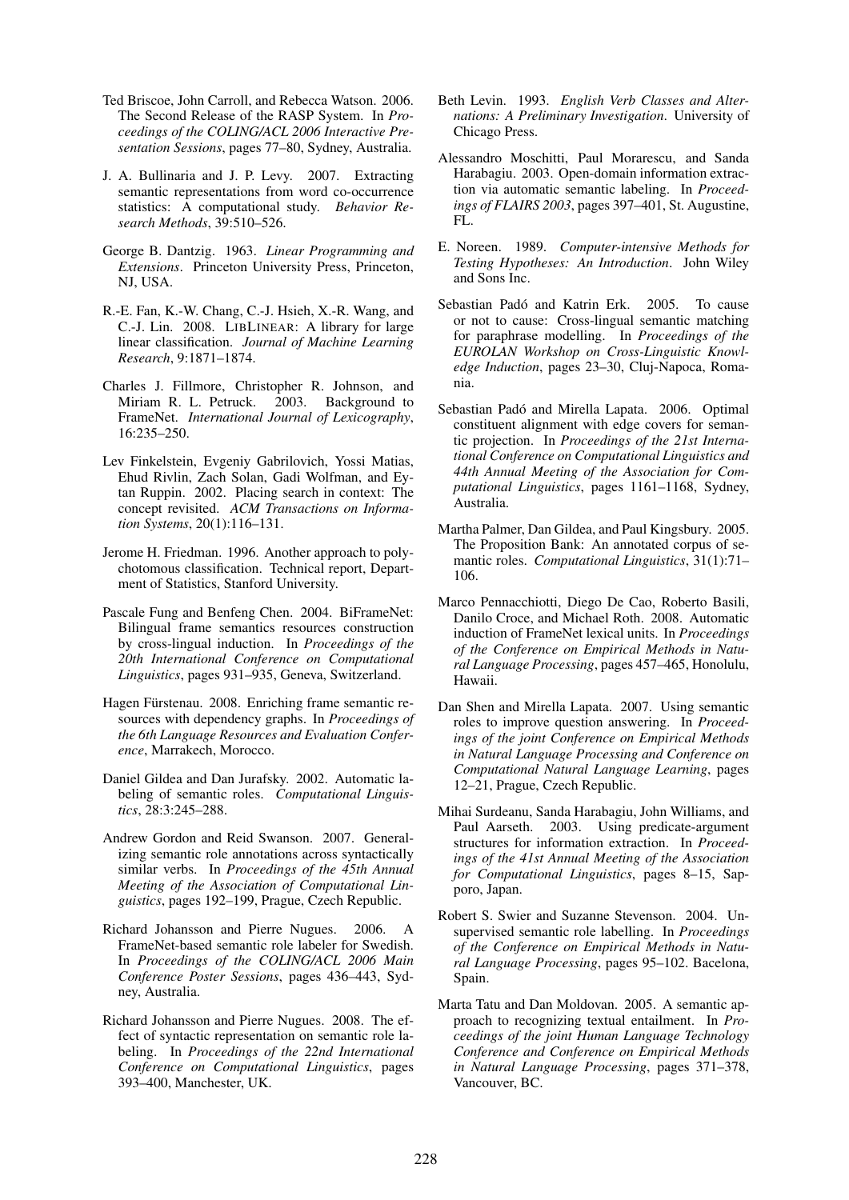Ted Briscoe, John Carroll, and Rebecca Watson. 2006. The Second Release of the RASP System. In *Proceedings of the COLING/ACL 2006 Interactive Presentation Sessions*, pages 77–80, Sydney, Australia.

J. A. Bullinaria and J. P. Levy. 2007. Extracting semantic representations from word co-occurrence statistics: A computational study. *Behavior Research Methods*, 39:510–526.

George B. Dantzig. 1963. *Linear Programming and Extensions*. Princeton University Press, Princeton, NJ, USA.

R.-E. Fan, K.-W. Chang, C.-J. Hsieh, X.-R. Wang, and C.-J. Lin. 2008. LIBLINEAR: A library for large linear classification. *Journal of Machine Learning Research*, 9:1871–1874.

Charles J. Fillmore, Christopher R. Johnson, and Miriam R. L. Petruck. 2003. Background to FrameNet. *International Journal of Lexicography*, 16:235–250.

Lev Finkelstein, Evgeniy Gabrilovich, Yossi Matias, Ehud Rivlin, Zach Solan, Gadi Wolfman, and Eytan Ruppin. 2002. Placing search in context: The concept revisited. *ACM Transactions on Information Systems*, 20(1):116–131.

Jerome H. Friedman. 1996. Another approach to polychotomous classification. Technical report, Department of Statistics, Stanford University.

Pascale Fung and Benfeng Chen. 2004. BiFrameNet: Bilingual frame semantics resources construction by cross-lingual induction. In *Proceedings of the 20th International Conference on Computational Linguistics*, pages 931–935, Geneva, Switzerland.

Hagen Fürstenau. 2008. Enriching frame semantic resources with dependency graphs. In *Proceedings of the 6th Language Resources and Evaluation Conference*, Marrakech, Morocco.

Daniel Gildea and Dan Jurafsky. 2002. Automatic labeling of semantic roles. *Computational Linguistics*, 28:3:245–288.

Andrew Gordon and Reid Swanson. 2007. Generalizing semantic role annotations across syntactically similar verbs. In *Proceedings of the 45th Annual Meeting of the Association of Computational Linguistics*, pages 192–199, Prague, Czech Republic.

Richard Johansson and Pierre Nugues. 2006. A FrameNet-based semantic role labeler for Swedish. In *Proceedings of the COLING/ACL 2006 Main Conference Poster Sessions*, pages 436–443, Sydney, Australia.

Richard Johansson and Pierre Nugues. 2008. The effect of syntactic representation on semantic role labeling. In *Proceedings of the 22nd International Conference on Computational Linguistics*, pages 393–400, Manchester, UK.

Beth Levin. 1993. *English Verb Classes and Alternations: A Preliminary Investigation*. University of Chicago Press.

Alessandro Moschitti, Paul Morarescu, and Sanda Harabagiu. 2003. Open-domain information extraction via automatic semantic labeling. In *Proceedings of FLAIRS 2003*, pages 397–401, St. Augustine, FL.

E. Noreen. 1989. *Computer-intensive Methods for Testing Hypotheses: An Introduction*. John Wiley and Sons Inc.

Sebastian Padó and Katrin Erk. 2005. To cause or not to cause: Cross-lingual semantic matching for paraphrase modelling. In *Proceedings of the EUROLAN Workshop on Cross-Linguistic Knowledge Induction*, pages 23–30, Cluj-Napoca, Romania.

Sebastian Padó and Mirella Lapata. 2006. Optimal constituent alignment with edge covers for semantic projection. In *Proceedings of the 21st International Conference on Computational Linguistics and 44th Annual Meeting of the Association for Computational Linguistics*, pages 1161–1168, Sydney, Australia.

Martha Palmer, Dan Gildea, and Paul Kingsbury. 2005. The Proposition Bank: An annotated corpus of semantic roles. *Computational Linguistics*, 31(1):71–106.

Marco Pennacchiotti, Diego De Cao, Roberto Basili, Danilo Croce, and Michael Roth. 2008. Automatic induction of FrameNet lexical units. In *Proceedings of the Conference on Empirical Methods in Natural Language Processing*, pages 457–465, Honolulu, Hawaii.

Dan Shen and Mirella Lapata. 2007. Using semantic roles to improve question answering. In *Proceedings of the joint Conference on Empirical Methods in Natural Language Processing and Conference on Computational Natural Language Learning*, pages 12–21, Prague, Czech Republic.

Mihai Surdeanu, Sanda Harabagiu, John Williams, and Paul Aarseth. 2003. Using predicate-argument structures for information extraction. In *Proceedings of the 41st Annual Meeting of the Association for Computational Linguistics*, pages 8–15, Sapporo, Japan.

Robert S. Swier and Suzanne Stevenson. 2004. Unsupervised semantic role labelling. In *Proceedings of the Conference on Empirical Methods in Natural Language Processing*, pages 95–102. Bacelona, Spain.

Marta Tatu and Dan Moldovan. 2005. A semantic approach to recognizing textual entailment. In *Proceedings of the joint Human Language Technology Conference and Conference on Empirical Methods in Natural Language Processing*, pages 371–378, Vancouver, BC.